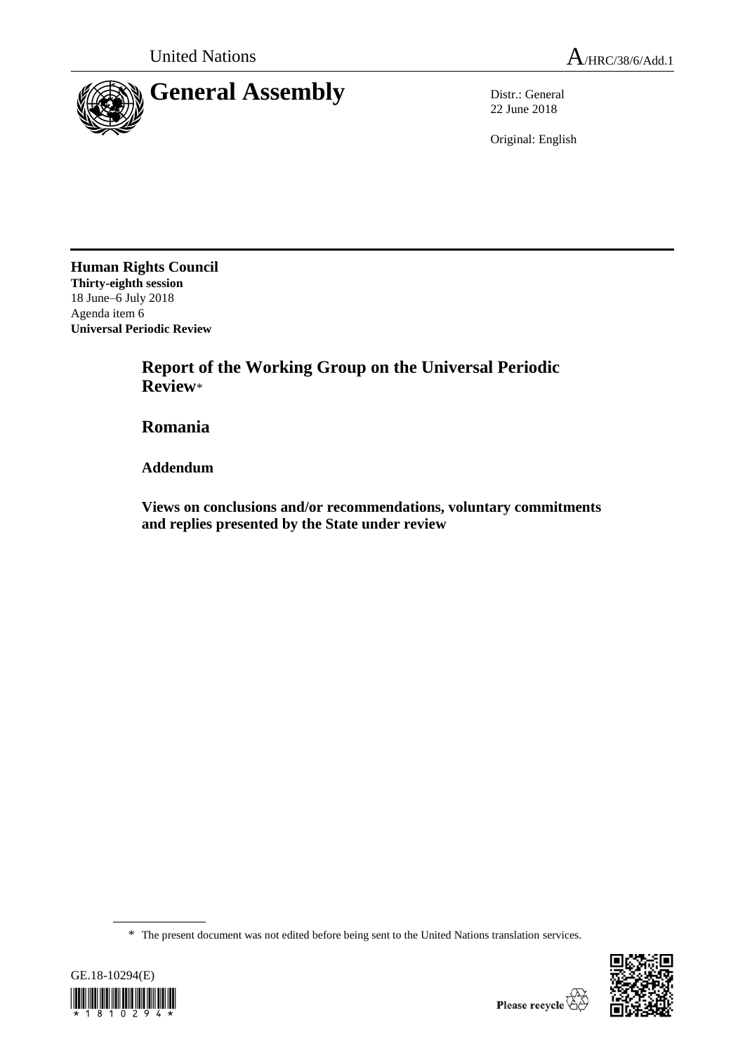United Nations

A/HRC/38/6/Add.1

# General Assembly

Distr.: General
22 June 2018

Original: English

**Human Rights Council**
**Thirty-eighth session**
18 June–6 July 2018
Agenda item 6
**Universal Periodic Review**

# Report of the Working Group on the Universal Periodic Review*

# Romania

## Addendum

## Views on conclusions and/or recommendations, voluntary commitments and replies presented by the State under review

\* The present document was not edited before being sent to the United Nations translation services.

GE.18-10294(E)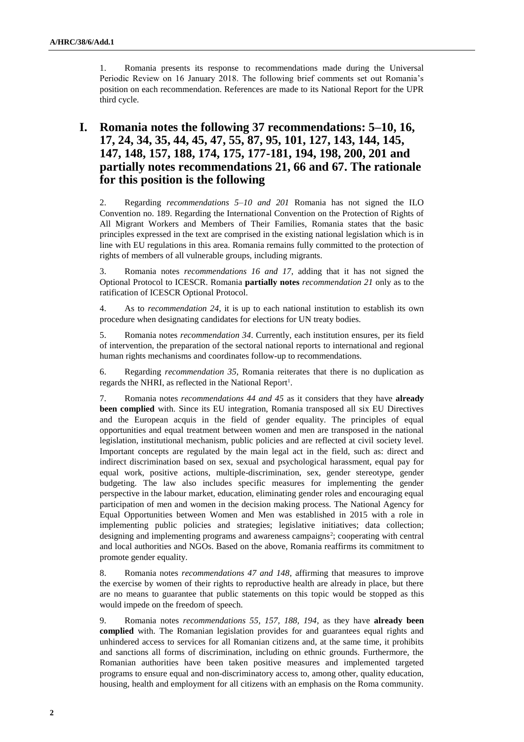1. Romania presents its response to recommendations made during the Universal Periodic Review on 16 January 2018. The following brief comments set out Romania's position on each recommendation. References are made to its National Report for the UPR third cycle.

# I. Romania notes the following 37 recommendations: 5–10, 16, 17, 24, 34, 35, 44, 45, 47, 55, 87, 95, 101, 127, 143, 144, 145, 147, 148, 157, 188, 174, 175, 177-181, 194, 198, 200, 201 and partially notes recommendations 21, 66 and 67. The rationale for this position is the following

2. Regarding *recommendations 5–10 and 201* Romania has not signed the ILO Convention no. 189. Regarding the International Convention on the Protection of Rights of All Migrant Workers and Members of Their Families, Romania states that the basic principles expressed in the text are comprised in the existing national legislation which is in line with EU regulations in this area. Romania remains fully committed to the protection of rights of members of all vulnerable groups, including migrants.

3. Romania notes *recommendations 16 and 17*, adding that it has not signed the Optional Protocol to ICESCR. Romania **partially notes** *recommendation 21* only as to the ratification of ICESCR Optional Protocol.

4. As to *recommendation 24*, it is up to each national institution to establish its own procedure when designating candidates for elections for UN treaty bodies.

5. Romania notes *recommendation 34*. Currently, each institution ensures, per its field of intervention, the preparation of the sectoral national reports to international and regional human rights mechanisms and coordinates follow-up to recommendations.

6. Regarding *recommendation 35*, Romania reiterates that there is no duplication as regards the NHRI, as reflected in the National Report[1].

7. Romania notes *recommendations 44 and 45* as it considers that they have **already been complied** with. Since its EU integration, Romania transposed all six EU Directives and the European acquis in the field of gender equality. The principles of equal opportunities and equal treatment between women and men are transposed in the national legislation, institutional mechanism, public policies and are reflected at civil society level. Important concepts are regulated by the main legal act in the field, such as: direct and indirect discrimination based on sex, sexual and psychological harassment, equal pay for equal work, positive actions, multiple-discrimination, sex, gender stereotype, gender budgeting. The law also includes specific measures for implementing the gender perspective in the labour market, education, eliminating gender roles and encouraging equal participation of men and women in the decision making process. The National Agency for Equal Opportunities between Women and Men was established in 2015 with a role in implementing public policies and strategies; legislative initiatives; data collection; designing and implementing programs and awareness campaigns[2]; cooperating with central and local authorities and NGOs. Based on the above, Romania reaffirms its commitment to promote gender equality.

8. Romania notes *recommendations 47 and 148*, affirming that measures to improve the exercise by women of their rights to reproductive health are already in place, but there are no means to guarantee that public statements on this topic would be stopped as this would impede on the freedom of speech.

9. Romania notes *recommendations 55, 157, 188, 194*, as they have **already been complied** with. The Romanian legislation provides for and guarantees equal rights and unhindered access to services for all Romanian citizens and, at the same time, it prohibits and sanctions all forms of discrimination, including on ethnic grounds. Furthermore, the Romanian authorities have been taken positive measures and implemented targeted programs to ensure equal and non-discriminatory access to, among other, quality education, housing, health and employment for all citizens with an emphasis on the Roma community.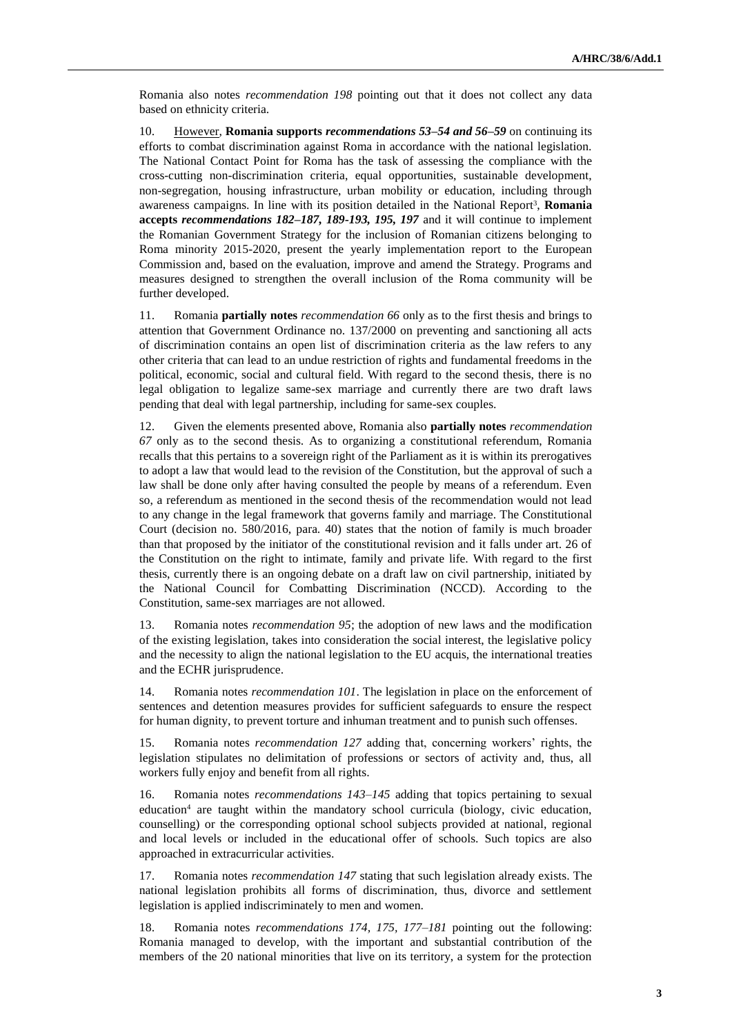Romania also notes *recommendation 198* pointing out that it does not collect any data based on ethnicity criteria.

10. However, **Romania supports** ***recommendations 53–54 and 56–59*** on continuing its efforts to combat discrimination against Roma in accordance with the national legislation. The National Contact Point for Roma has the task of assessing the compliance with the cross-cutting non-discrimination criteria, equal opportunities, sustainable development, non-segregation, housing infrastructure, urban mobility or education, including through awareness campaigns. In line with its position detailed in the National Report[3], **Romania accepts** ***recommendations 182–187, 189-193, 195, 197*** and it will continue to implement the Romanian Government Strategy for the inclusion of Romanian citizens belonging to Roma minority 2015-2020, present the yearly implementation report to the European Commission and, based on the evaluation, improve and amend the Strategy. Programs and measures designed to strengthen the overall inclusion of the Roma community will be further developed.

11. Romania **partially notes** *recommendation 66* only as to the first thesis and brings to attention that Government Ordinance no. 137/2000 on preventing and sanctioning all acts of discrimination contains an open list of discrimination criteria as the law refers to any other criteria that can lead to an undue restriction of rights and fundamental freedoms in the political, economic, social and cultural field. With regard to the second thesis, there is no legal obligation to legalize same-sex marriage and currently there are two draft laws pending that deal with legal partnership, including for same-sex couples.

12. Given the elements presented above, Romania also **partially notes** *recommendation 67* only as to the second thesis. As to organizing a constitutional referendum, Romania recalls that this pertains to a sovereign right of the Parliament as it is within its prerogatives to adopt a law that would lead to the revision of the Constitution, but the approval of such a law shall be done only after having consulted the people by means of a referendum. Even so, a referendum as mentioned in the second thesis of the recommendation would not lead to any change in the legal framework that governs family and marriage. The Constitutional Court (decision no. 580/2016, para. 40) states that the notion of family is much broader than that proposed by the initiator of the constitutional revision and it falls under art. 26 of the Constitution on the right to intimate, family and private life. With regard to the first thesis, currently there is an ongoing debate on a draft law on civil partnership, initiated by the National Council for Combatting Discrimination (NCCD). According to the Constitution, same-sex marriages are not allowed.

13. Romania notes *recommendation 95*; the adoption of new laws and the modification of the existing legislation, takes into consideration the social interest, the legislative policy and the necessity to align the national legislation to the EU acquis, the international treaties and the ECHR jurisprudence.

14. Romania notes *recommendation 101*. The legislation in place on the enforcement of sentences and detention measures provides for sufficient safeguards to ensure the respect for human dignity, to prevent torture and inhuman treatment and to punish such offenses.

15. Romania notes *recommendation 127* adding that, concerning workers' rights, the legislation stipulates no delimitation of professions or sectors of activity and, thus, all workers fully enjoy and benefit from all rights.

16. Romania notes *recommendations 143–145* adding that topics pertaining to sexual education[4] are taught within the mandatory school curricula (biology, civic education, counselling) or the corresponding optional school subjects provided at national, regional and local levels or included in the educational offer of schools. Such topics are also approached in extracurricular activities.

17. Romania notes *recommendation 147* stating that such legislation already exists. The national legislation prohibits all forms of discrimination, thus, divorce and settlement legislation is applied indiscriminately to men and women.

18. Romania notes *recommendations 174, 175, 177–181* pointing out the following: Romania managed to develop, with the important and substantial contribution of the members of the 20 national minorities that live on its territory, a system for the protection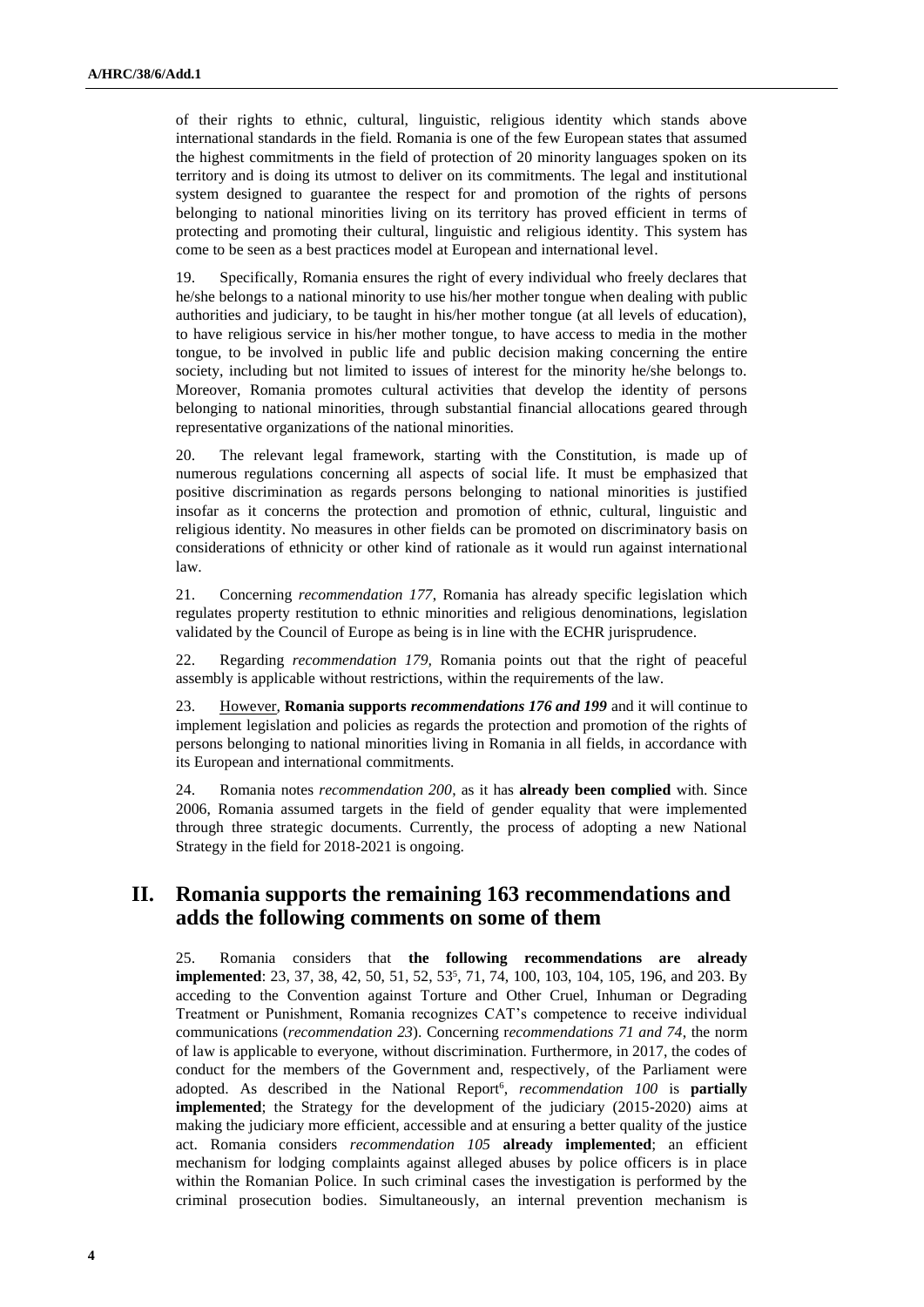of their rights to ethnic, cultural, linguistic, religious identity which stands above international standards in the field. Romania is one of the few European states that assumed the highest commitments in the field of protection of 20 minority languages spoken on its territory and is doing its utmost to deliver on its commitments. The legal and institutional system designed to guarantee the respect for and promotion of the rights of persons belonging to national minorities living on its territory has proved efficient in terms of protecting and promoting their cultural, linguistic and religious identity. This system has come to be seen as a best practices model at European and international level.

19. Specifically, Romania ensures the right of every individual who freely declares that he/she belongs to a national minority to use his/her mother tongue when dealing with public authorities and judiciary, to be taught in his/her mother tongue (at all levels of education), to have religious service in his/her mother tongue, to have access to media in the mother tongue, to be involved in public life and public decision making concerning the entire society, including but not limited to issues of interest for the minority he/she belongs to. Moreover, Romania promotes cultural activities that develop the identity of persons belonging to national minorities, through substantial financial allocations geared through representative organizations of the national minorities.

20. The relevant legal framework, starting with the Constitution, is made up of numerous regulations concerning all aspects of social life. It must be emphasized that positive discrimination as regards persons belonging to national minorities is justified insofar as it concerns the protection and promotion of ethnic, cultural, linguistic and religious identity. No measures in other fields can be promoted on discriminatory basis on considerations of ethnicity or other kind of rationale as it would run against international law.

21. Concerning *recommendation 177*, Romania has already specific legislation which regulates property restitution to ethnic minorities and religious denominations, legislation validated by the Council of Europe as being is in line with the ECHR jurisprudence.

22. Regarding *recommendation 179*, Romania points out that the right of peaceful assembly is applicable without restrictions, within the requirements of the law.

23. <u>However</u>, **Romania supports *recommendations 176 and 199*** and it will continue to implement legislation and policies as regards the protection and promotion of the rights of persons belonging to national minorities living in Romania in all fields, in accordance with its European and international commitments.

24. Romania notes *recommendation 200*, as it has **already been complied** with. Since 2006, Romania assumed targets in the field of gender equality that were implemented through three strategic documents. Currently, the process of adopting a new National Strategy in the field for 2018-2021 is ongoing.

## II. Romania supports the remaining 163 recommendations and adds the following comments on some of them

25. Romania considers that **the following recommendations are already implemented**: 23, 37, 38, 42, 50, 51, 52, 53[5], 71, 74, 100, 103, 104, 105, 196, and 203. By acceding to the Convention against Torture and Other Cruel, Inhuman or Degrading Treatment or Punishment, Romania recognizes CAT's competence to receive individual communications (*recommendation 23*). Concerning r*ecommendations 71 and 74*, the norm of law is applicable to everyone, without discrimination. Furthermore, in 2017, the codes of conduct for the members of the Government and, respectively, of the Parliament were adopted. As described in the National Report[6], *recommendation 100* is **partially implemented**; the Strategy for the development of the judiciary (2015-2020) aims at making the judiciary more efficient, accessible and at ensuring a better quality of the justice act. Romania considers *recommendation 105* **already implemented**; an efficient mechanism for lodging complaints against alleged abuses by police officers is in place within the Romanian Police. In such criminal cases the investigation is performed by the criminal prosecution bodies. Simultaneously, an internal prevention mechanism is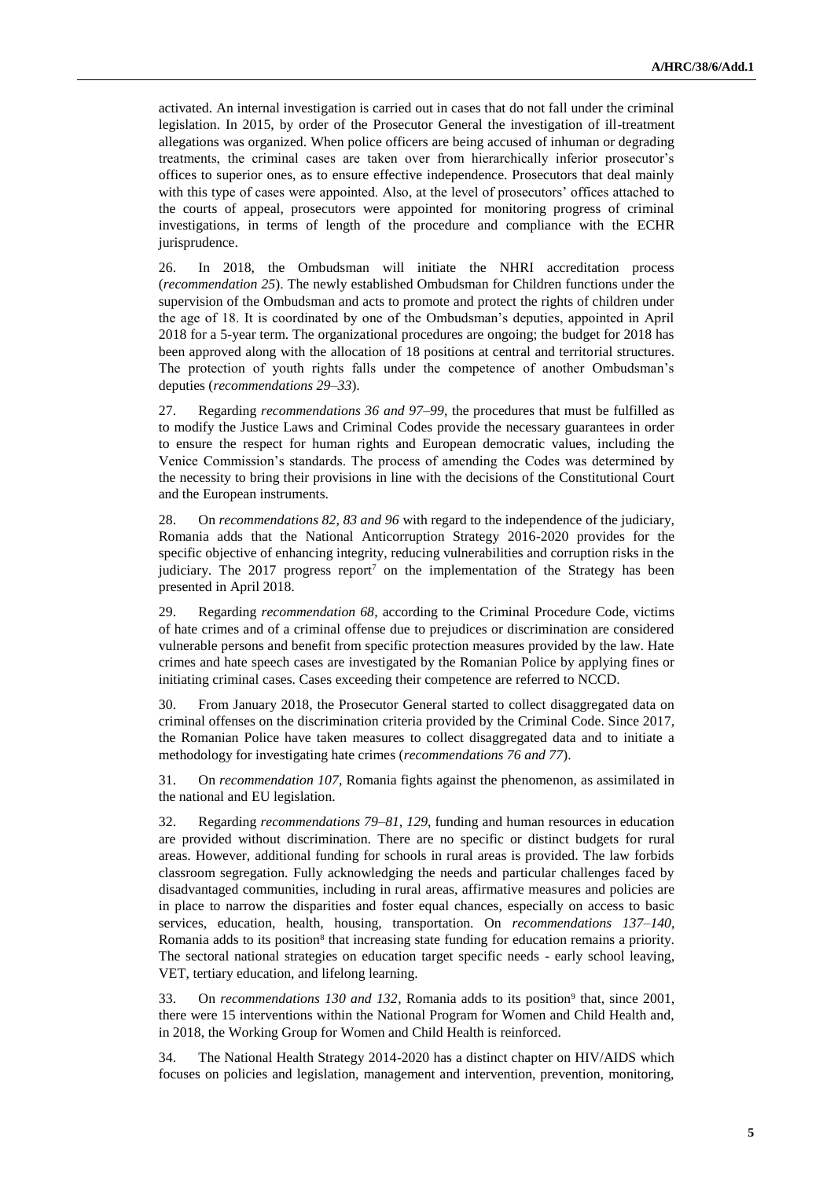activated. An internal investigation is carried out in cases that do not fall under the criminal legislation. In 2015, by order of the Prosecutor General the investigation of ill-treatment allegations was organized. When police officers are being accused of inhuman or degrading treatments, the criminal cases are taken over from hierarchically inferior prosecutor's offices to superior ones, as to ensure effective independence. Prosecutors that deal mainly with this type of cases were appointed. Also, at the level of prosecutors' offices attached to the courts of appeal, prosecutors were appointed for monitoring progress of criminal investigations, in terms of length of the procedure and compliance with the ECHR jurisprudence.

26. In 2018, the Ombudsman will initiate the NHRI accreditation process (*recommendation 25*). The newly established Ombudsman for Children functions under the supervision of the Ombudsman and acts to promote and protect the rights of children under the age of 18. It is coordinated by one of the Ombudsman's deputies, appointed in April 2018 for a 5-year term. The organizational procedures are ongoing; the budget for 2018 has been approved along with the allocation of 18 positions at central and territorial structures. The protection of youth rights falls under the competence of another Ombudsman's deputies (*recommendations 29–33*).

27. Regarding *recommendations 36 and 97–99*, the procedures that must be fulfilled as to modify the Justice Laws and Criminal Codes provide the necessary guarantees in order to ensure the respect for human rights and European democratic values, including the Venice Commission's standards. The process of amending the Codes was determined by the necessity to bring their provisions in line with the decisions of the Constitutional Court and the European instruments.

28. On *recommendations 82, 83 and 96* with regard to the independence of the judiciary, Romania adds that the National Anticorruption Strategy 2016-2020 provides for the specific objective of enhancing integrity, reducing vulnerabilities and corruption risks in the judiciary. The 2017 progress report[7] on the implementation of the Strategy has been presented in April 2018.

29. Regarding *recommendation 68*, according to the Criminal Procedure Code, victims of hate crimes and of a criminal offense due to prejudices or discrimination are considered vulnerable persons and benefit from specific protection measures provided by the law. Hate crimes and hate speech cases are investigated by the Romanian Police by applying fines or initiating criminal cases. Cases exceeding their competence are referred to NCCD.

30. From January 2018, the Prosecutor General started to collect disaggregated data on criminal offenses on the discrimination criteria provided by the Criminal Code. Since 2017, the Romanian Police have taken measures to collect disaggregated data and to initiate a methodology for investigating hate crimes (*recommendations 76 and 77*).

31. On *recommendation 107*, Romania fights against the phenomenon, as assimilated in the national and EU legislation.

32. Regarding *recommendations 79–81, 129*, funding and human resources in education are provided without discrimination. There are no specific or distinct budgets for rural areas. However, additional funding for schools in rural areas is provided. The law forbids classroom segregation. Fully acknowledging the needs and particular challenges faced by disadvantaged communities, including in rural areas, affirmative measures and policies are in place to narrow the disparities and foster equal chances, especially on access to basic services, education, health, housing, transportation. On *recommendations 137–140*, Romania adds to its position[8] that increasing state funding for education remains a priority. The sectoral national strategies on education target specific needs - early school leaving, VET, tertiary education, and lifelong learning.

33. On *recommendations 130 and 132*, Romania adds to its position[9] that, since 2001, there were 15 interventions within the National Program for Women and Child Health and, in 2018, the Working Group for Women and Child Health is reinforced.

34. The National Health Strategy 2014-2020 has a distinct chapter on HIV/AIDS which focuses on policies and legislation, management and intervention, prevention, monitoring,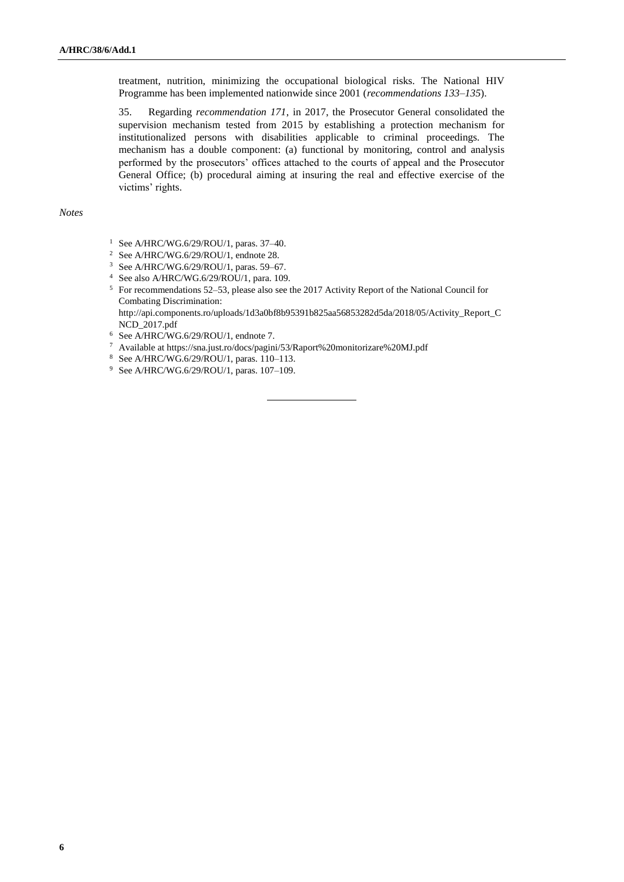treatment, nutrition, minimizing the occupational biological risks. The National HIV Programme has been implemented nationwide since 2001 (*recommendations 133–135*).

35. Regarding *recommendation 171*, in 2017, the Prosecutor General consolidated the supervision mechanism tested from 2015 by establishing a protection mechanism for institutionalized persons with disabilities applicable to criminal proceedings. The mechanism has a double component: (a) functional by monitoring, control and analysis performed by the prosecutors' offices attached to the courts of appeal and the Prosecutor General Office; (b) procedural aiming at insuring the real and effective exercise of the victims' rights.

*Notes*

1. See A/HRC/WG.6/29/ROU/1, paras. 37–40.
2. See A/HRC/WG.6/29/ROU/1, endnote 28.
3. See A/HRC/WG.6/29/ROU/1, paras. 59–67.
4. See also A/HRC/WG.6/29/ROU/1, para. 109.
5. For recommendations 52–53, please also see the 2017 Activity Report of the National Council for Combating Discrimination: http://api.components.ro/uploads/1d3a0bf8b95391b825aa56853282d5da/2018/05/Activity_Report_CNCD_2017.pdf
6. See A/HRC/WG.6/29/ROU/1, endnote 7.
7. Available at https://sna.just.ro/docs/pagini/53/Raport%20monitorizare%20MJ.pdf
8. See A/HRC/WG.6/29/ROU/1, paras. 110–113.
9. See A/HRC/WG.6/29/ROU/1, paras. 107–109.